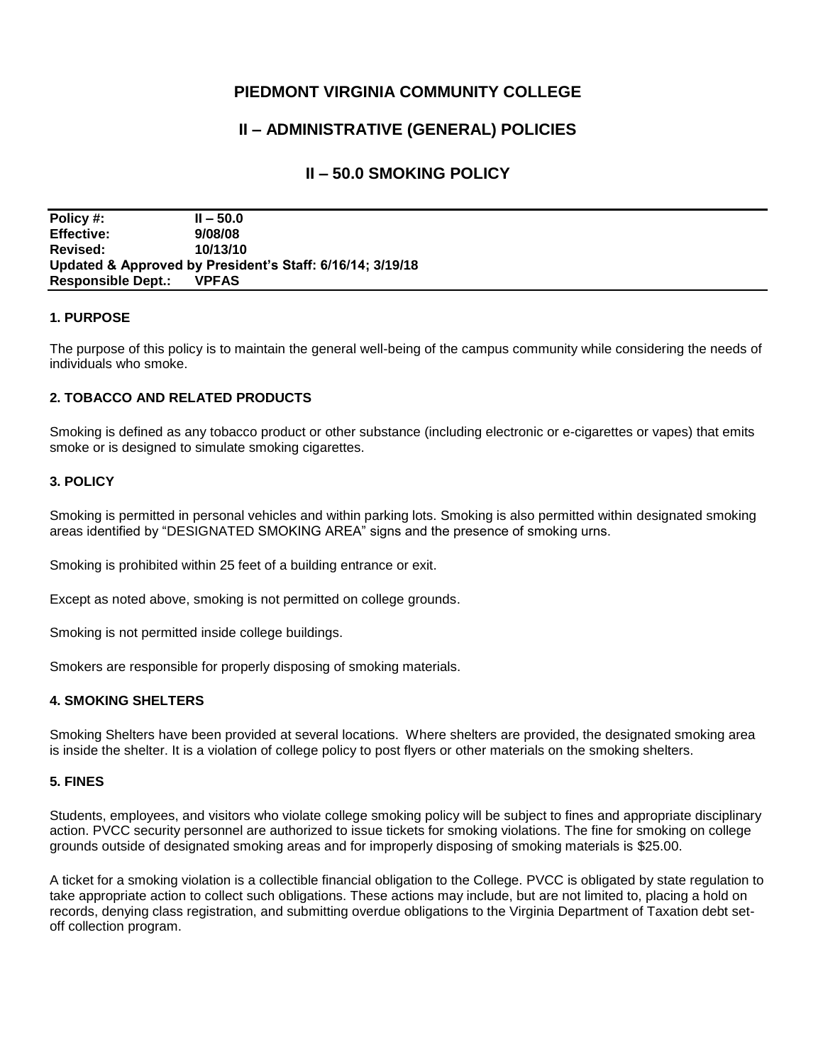# PIEDMONT VIRGINIA COMMUNITY COLLEGE

## II – ADMINISTRATIVE (GENERAL) POLICIES

## II – 50.0 SMOKING POLICY

**Policy #:** II – 50.0
**Effective:** 9/08/08
**Revised:** 10/13/10
**Updated & Approved by President's Staff: 6/16/14; 3/19/18**
**Responsible Dept.:** VPFAS

### 1. PURPOSE

The purpose of this policy is to maintain the general well-being of the campus community while considering the needs of individuals who smoke.

### 2. TOBACCO AND RELATED PRODUCTS

Smoking is defined as any tobacco product or other substance (including electronic or e-cigarettes or vapes) that emits smoke or is designed to simulate smoking cigarettes.

### 3. POLICY

Smoking is permitted in personal vehicles and within parking lots. Smoking is also permitted within designated smoking areas identified by "DESIGNATED SMOKING AREA" signs and the presence of smoking urns.

Smoking is prohibited within 25 feet of a building entrance or exit.

Except as noted above, smoking is not permitted on college grounds.

Smoking is not permitted inside college buildings.

Smokers are responsible for properly disposing of smoking materials.

### 4. SMOKING SHELTERS

Smoking Shelters have been provided at several locations. Where shelters are provided, the designated smoking area is inside the shelter. It is a violation of college policy to post flyers or other materials on the smoking shelters.

### 5. FINES

Students, employees, and visitors who violate college smoking policy will be subject to fines and appropriate disciplinary action. PVCC security personnel are authorized to issue tickets for smoking violations. The fine for smoking on college grounds outside of designated smoking areas and for improperly disposing of smoking materials is $25.00.

A ticket for a smoking violation is a collectible financial obligation to the College. PVCC is obligated by state regulation to take appropriate action to collect such obligations. These actions may include, but are not limited to, placing a hold on records, denying class registration, and submitting overdue obligations to the Virginia Department of Taxation debt set-off collection program.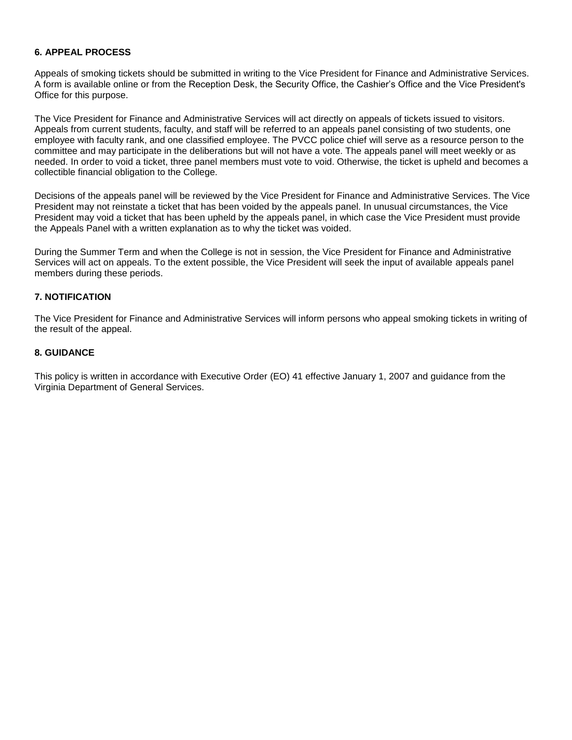## 6. APPEAL PROCESS

Appeals of smoking tickets should be submitted in writing to the Vice President for Finance and Administrative Services. A form is available online or from the Reception Desk, the Security Office, the Cashier's Office and the Vice President's Office for this purpose.

The Vice President for Finance and Administrative Services will act directly on appeals of tickets issued to visitors. Appeals from current students, faculty, and staff will be referred to an appeals panel consisting of two students, one employee with faculty rank, and one classified employee. The PVCC police chief will serve as a resource person to the committee and may participate in the deliberations but will not have a vote. The appeals panel will meet weekly or as needed. In order to void a ticket, three panel members must vote to void. Otherwise, the ticket is upheld and becomes a collectible financial obligation to the College.

Decisions of the appeals panel will be reviewed by the Vice President for Finance and Administrative Services. The Vice President may not reinstate a ticket that has been voided by the appeals panel. In unusual circumstances, the Vice President may void a ticket that has been upheld by the appeals panel, in which case the Vice President must provide the Appeals Panel with a written explanation as to why the ticket was voided.

During the Summer Term and when the College is not in session, the Vice President for Finance and Administrative Services will act on appeals. To the extent possible, the Vice President will seek the input of available appeals panel members during these periods.

## 7. NOTIFICATION

The Vice President for Finance and Administrative Services will inform persons who appeal smoking tickets in writing of the result of the appeal.

## 8. GUIDANCE

This policy is written in accordance with Executive Order (EO) 41 effective January 1, 2007 and guidance from the Virginia Department of General Services.